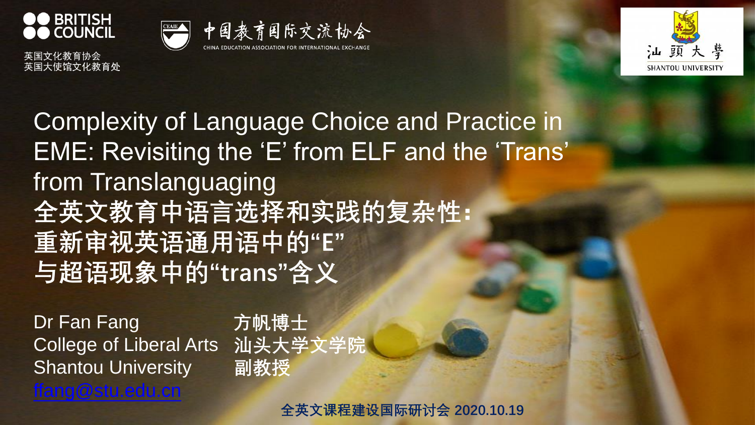BRITISH COUNCIL

英国文化教育协会
英国大使馆文化教育处

中国教育国际交流协会
CHINA EDUCATION ASSOCIATION FOR INTERNATIONAL EXCHANGE

汕頭大學
SHANTOU UNIVERSITY

# Complexity of Language Choice and Practice in EME: Revisiting the 'E' from ELF and the 'Trans' from Translanguaging

# 全英文教育中语言选择和实践的复杂性：重新审视英语通用语中的“E”与超语现象中的“trans”含义

Dr Fan Fang
College of Liberal Arts
Shantou University
ffang@stu.edu.cn

**方帆博士**
**汕头大学文学院**
**副教授**

**全英文课程建设国际研讨会 2020.10.19**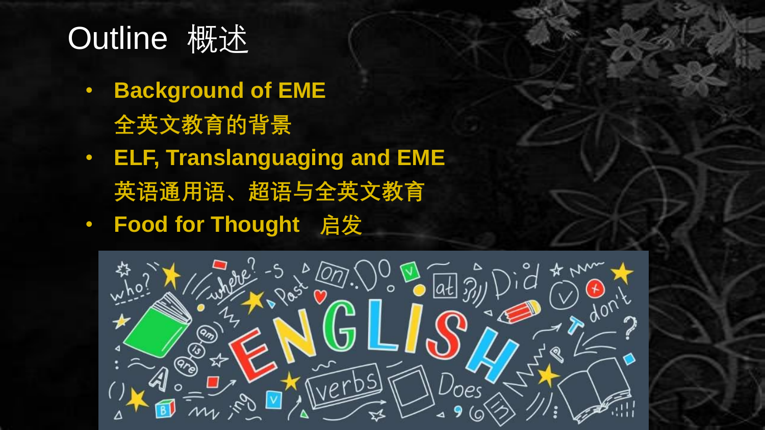# Outline 概述

- **Background of EME**
  **全英文教育的背景**
- **ELF, Translanguaging and EME**
  **英语通用语、超语与全英文教育**
- **Food for Thought 启发**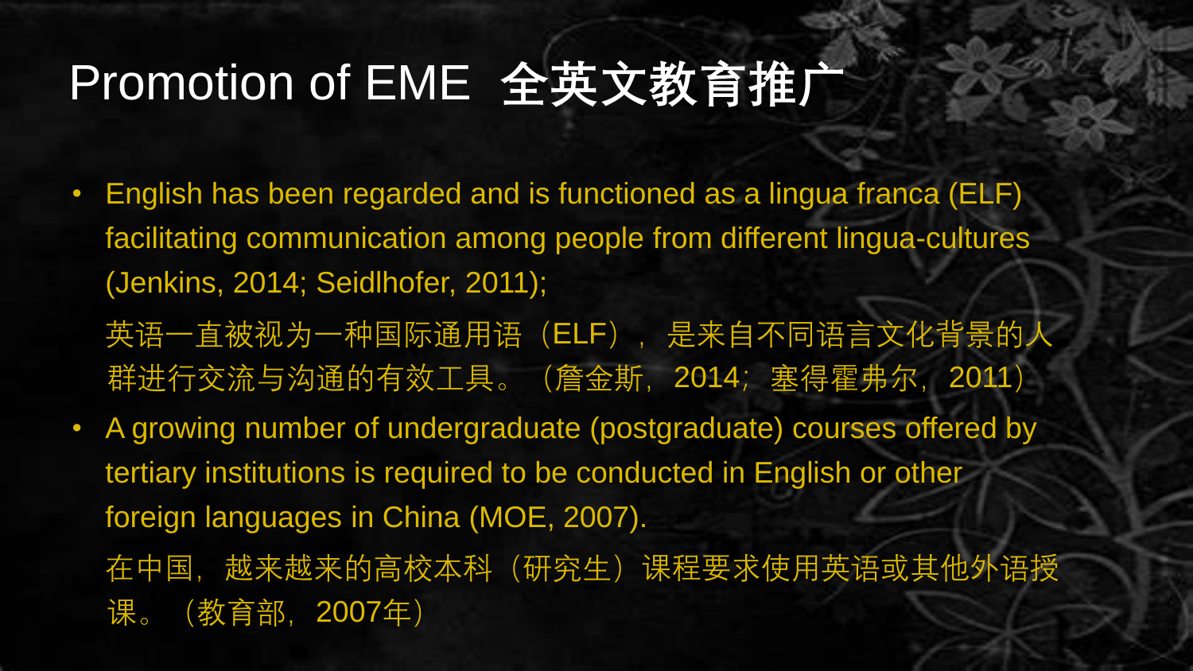# Promotion of EME 全英文教育推广

- English has been regarded and is functioned as a lingua franca (ELF) facilitating communication among people from different lingua-cultures (Jenkins, 2014; Seidlhofer, 2011);

  英语一直被视为一种国际通用语（ELF），是来自不同语言文化背景的人群进行交流与沟通的有效工具。（詹金斯，2014；塞得霍弗尔，2011）

- A growing number of undergraduate (postgraduate) courses offered by tertiary institutions is required to be conducted in English or other foreign languages in China (MOE, 2007).

  在中国，越来越来的高校本科（研究生）课程要求使用英语或其他外语授课。（教育部，2007年）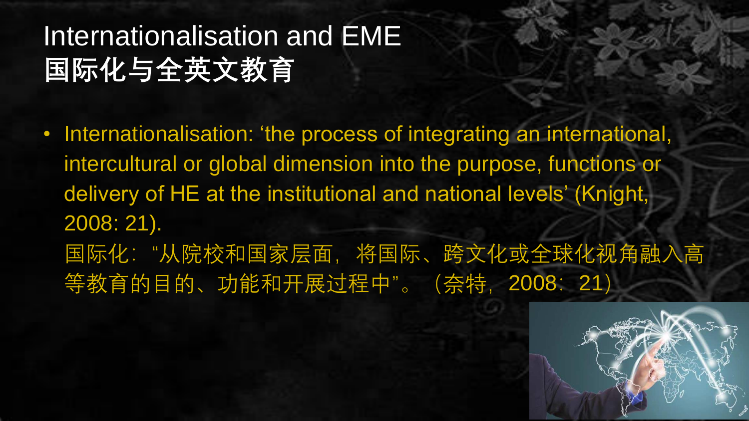# Internationalisation and EME
# 国际化与全英文教育

- Internationalisation: 'the process of integrating an international, intercultural or global dimension into the purpose, functions or delivery of HE at the institutional and national levels' (Knight, 2008: 21).
  国际化：“从院校和国家层面，将国际、跨文化或全球化视角融入高等教育的目的、功能和开展过程中”。（奈特，2008：21）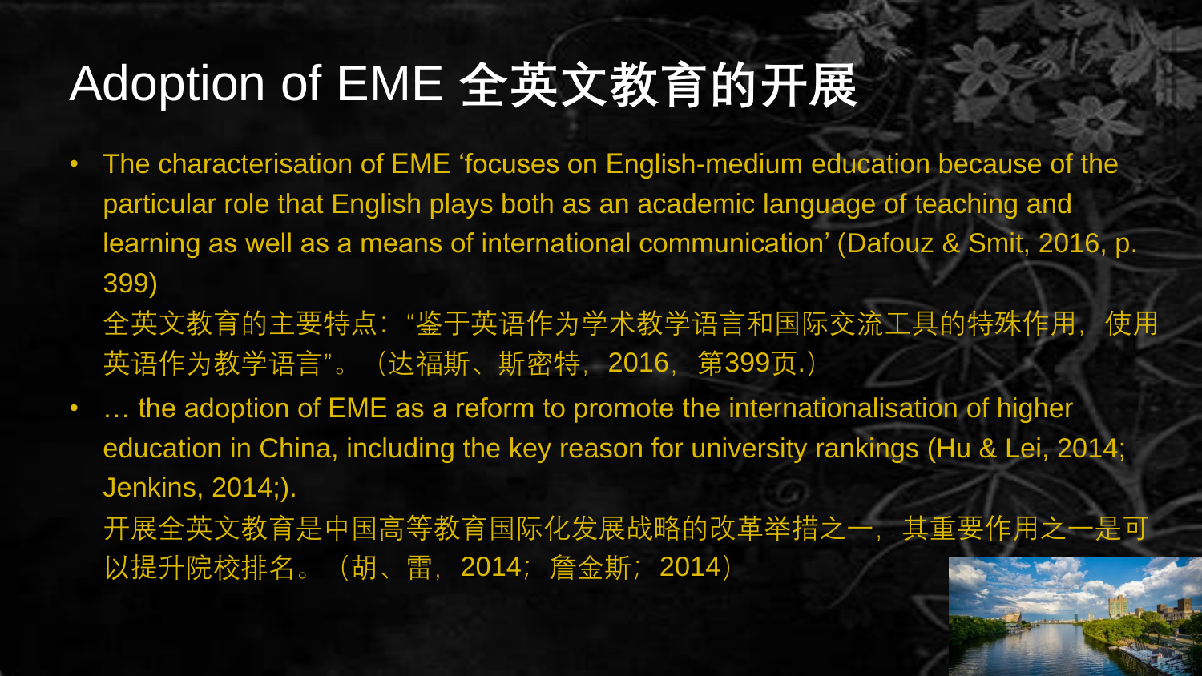# Adoption of EME 全英文教育的开展

- The characterisation of EME 'focuses on English-medium education because of the particular role that English plays both as an academic language of teaching and learning as well as a means of international communication' (Dafouz & Smit, 2016, p. 399)
  全英文教育的主要特点："鉴于英语作为学术教学语言和国际交流工具的特殊作用，使用英语作为教学语言"。（达福斯、斯密特，2016，第399页.）
- … the adoption of EME as a reform to promote the internationalisation of higher education in China, including the key reason for university rankings (Hu & Lei, 2014; Jenkins, 2014;).
  开展全英文教育是中国高等教育国际化发展战略的改革举措之一，其重要作用之一是可以提升院校排名。（胡、雷，2014；詹金斯；2014）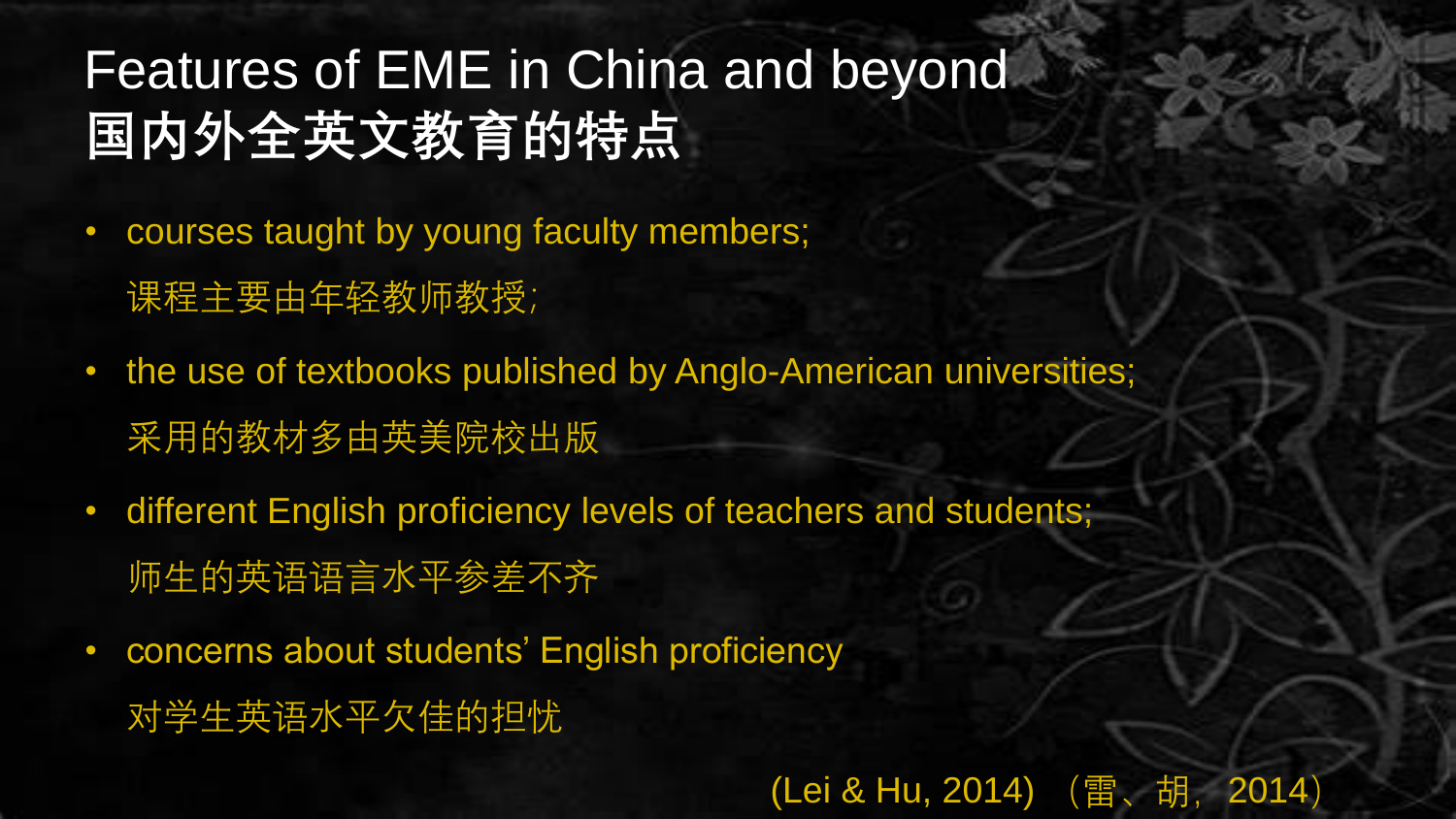# Features of EME in China and beyond
# 国内外全英文教育的特点

- courses taught by young faculty members;
  课程主要由年轻教师教授;
- the use of textbooks published by Anglo-American universities;
  采用的教材多由英美院校出版
- different English proficiency levels of teachers and students;
  师生的英语语言水平参差不齐
- concerns about students' English proficiency
  对学生英语水平欠佳的担忧

(Lei & Hu, 2014) （雷、胡，2014）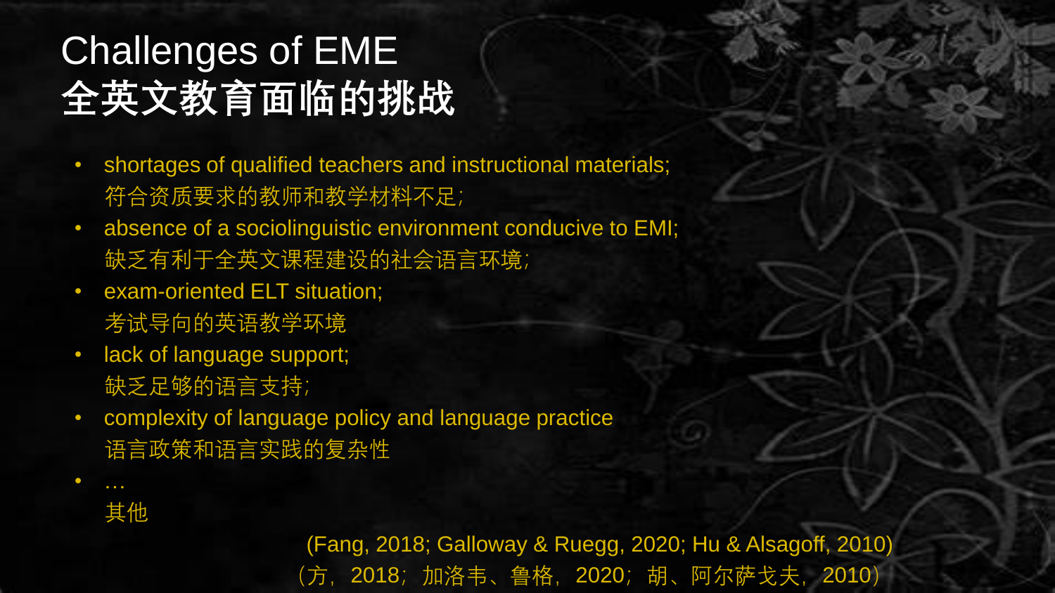# Challenges of EME
# 全英文教育面临的挑战

- shortages of qualified teachers and instructional materials;
  符合资质要求的教师和教学材料不足;
- absence of a sociolinguistic environment conducive to EMI;
  缺乏有利于全英文课程建设的社会语言环境;
- exam-oriented ELT situation;
  考试导向的英语教学环境
- lack of language support;
  缺乏足够的语言支持;
- complexity of language policy and language practice
  语言政策和语言实践的复杂性
- …
  其他

(Fang, 2018; Galloway & Ruegg, 2020; Hu & Alsagoff, 2010)
（方，2018；加洛韦、鲁格，2020；胡、阿尔萨戈夫，2010）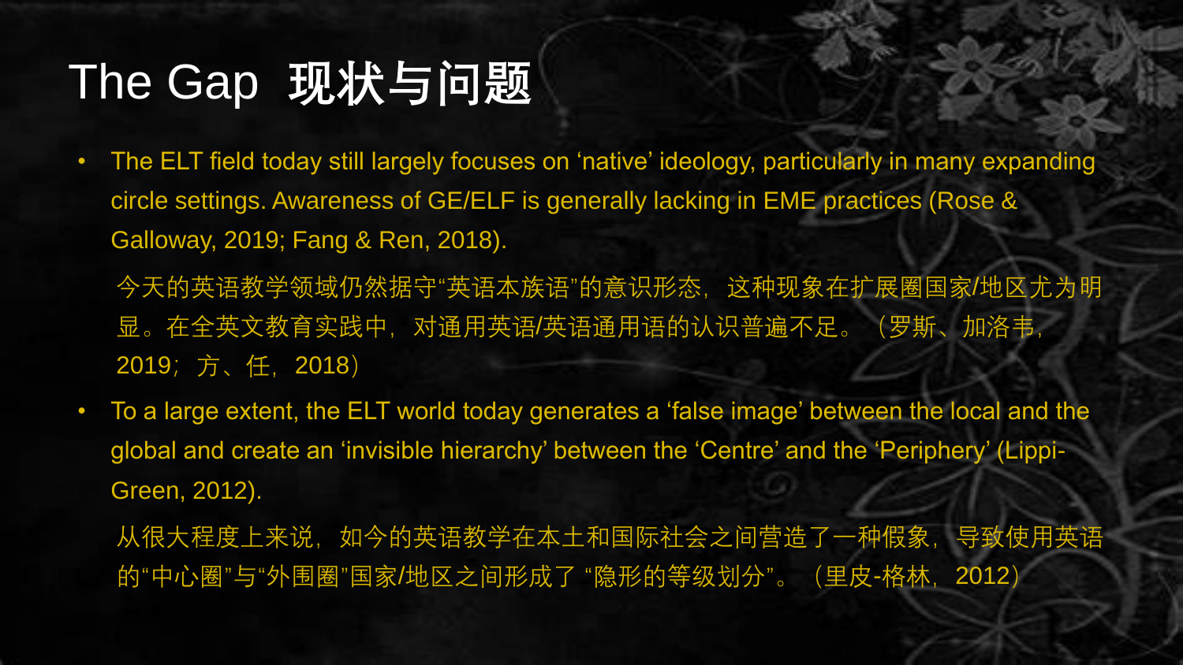# The Gap 现状与问题

- The ELT field today still largely focuses on ‘native’ ideology, particularly in many expanding circle settings. Awareness of GE/ELF is generally lacking in EME practices (Rose & Galloway, 2019; Fang & Ren, 2018).

  今天的英语教学领域仍然据守“英语本族语”的意识形态，这种现象在扩展圈国家/地区尤为明显。在全英文教育实践中，对通用英语/英语通用语的认识普遍不足。（罗斯、加洛韦，2019；方、任，2018）

- To a large extent, the ELT world today generates a ‘false image’ between the local and the global and create an ‘invisible hierarchy’ between the ‘Centre’ and the ‘Periphery’ (Lippi-Green, 2012).

  从很大程度上来说，如今的英语教学在本土和国际社会之间营造了一种假象，导致使用英语的“中心圈”与“外围圈”国家/地区之间形成了 “隐形的等级划分”。（里皮-格林，2012）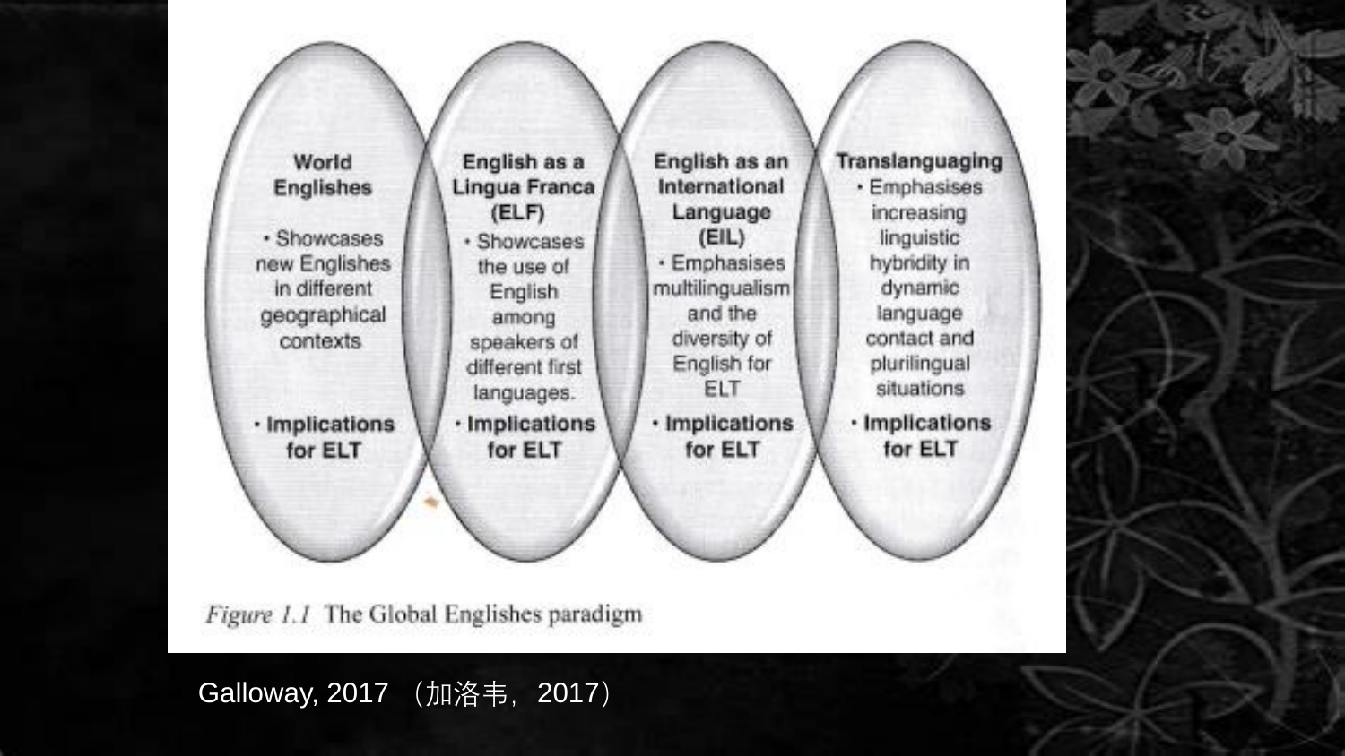**World Englishes**

- Showcases new Englishes in different geographical contexts
- **Implications for ELT**

**English as a Lingua Franca (ELF)**

- Showcases the use of English among speakers of different first languages.
- **Implications for ELT**

**English as an International Language (EIL)**

- Emphasises multilingualism and the diversity of English for ELT
- **Implications for ELT**

**Translanguaging**

- Emphasises increasing linguistic hybridity in dynamic language contact and plurilingual situations
- **Implications for ELT**

*Figure 1.1* The Global Englishes paradigm

Galloway, 2017 （加洛韦，2017）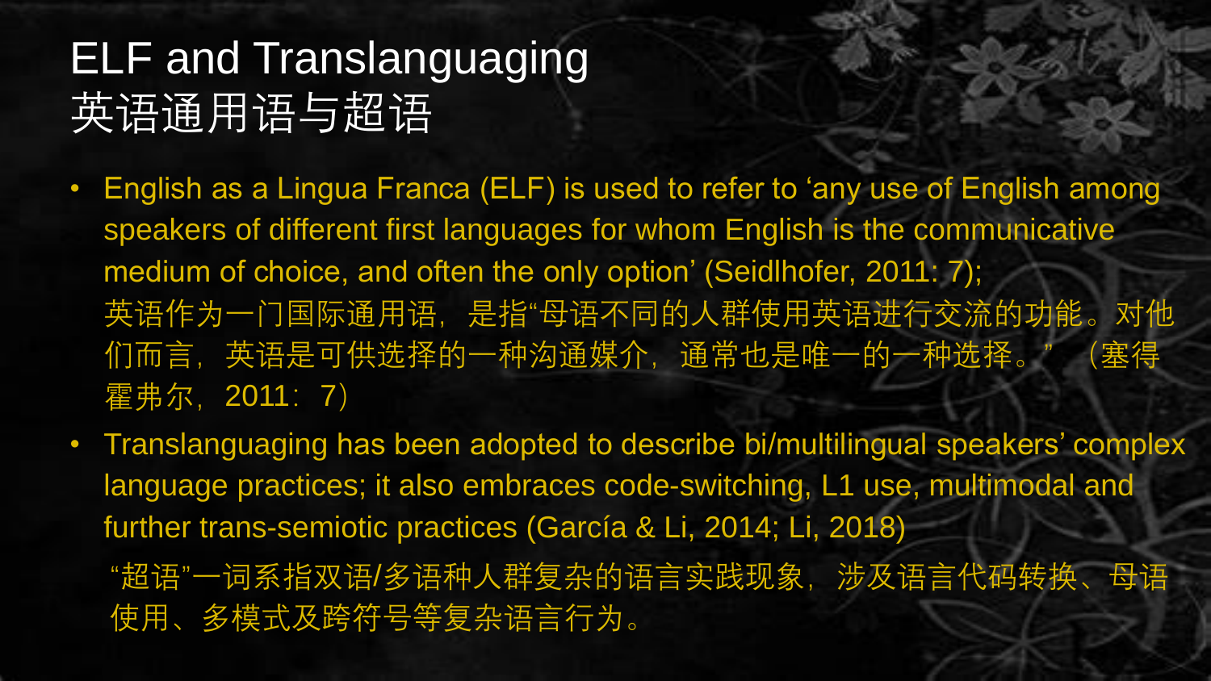# ELF and Translanguaging
# 英语通用语与超语

- English as a Lingua Franca (ELF) is used to refer to 'any use of English among speakers of different first languages for whom English is the communicative medium of choice, and often the only option' (Seidlhofer, 2011: 7);
  英语作为一门国际通用语，是指“母语不同的人群使用英语进行交流的功能。对他们而言，英语是可供选择的一种沟通媒介，通常也是唯一的一种选择。”（塞得霍弗尔，2011：7）
- Translanguaging has been adopted to describe bi/multilingual speakers' complex language practices; it also embraces code-switching, L1 use, multimodal and further trans-semiotic practices (García & Li, 2014; Li, 2018)
  “超语”一词系指双语/多语种人群复杂的语言实践现象，涉及语言代码转换、母语使用、多模式及跨符号等复杂语言行为。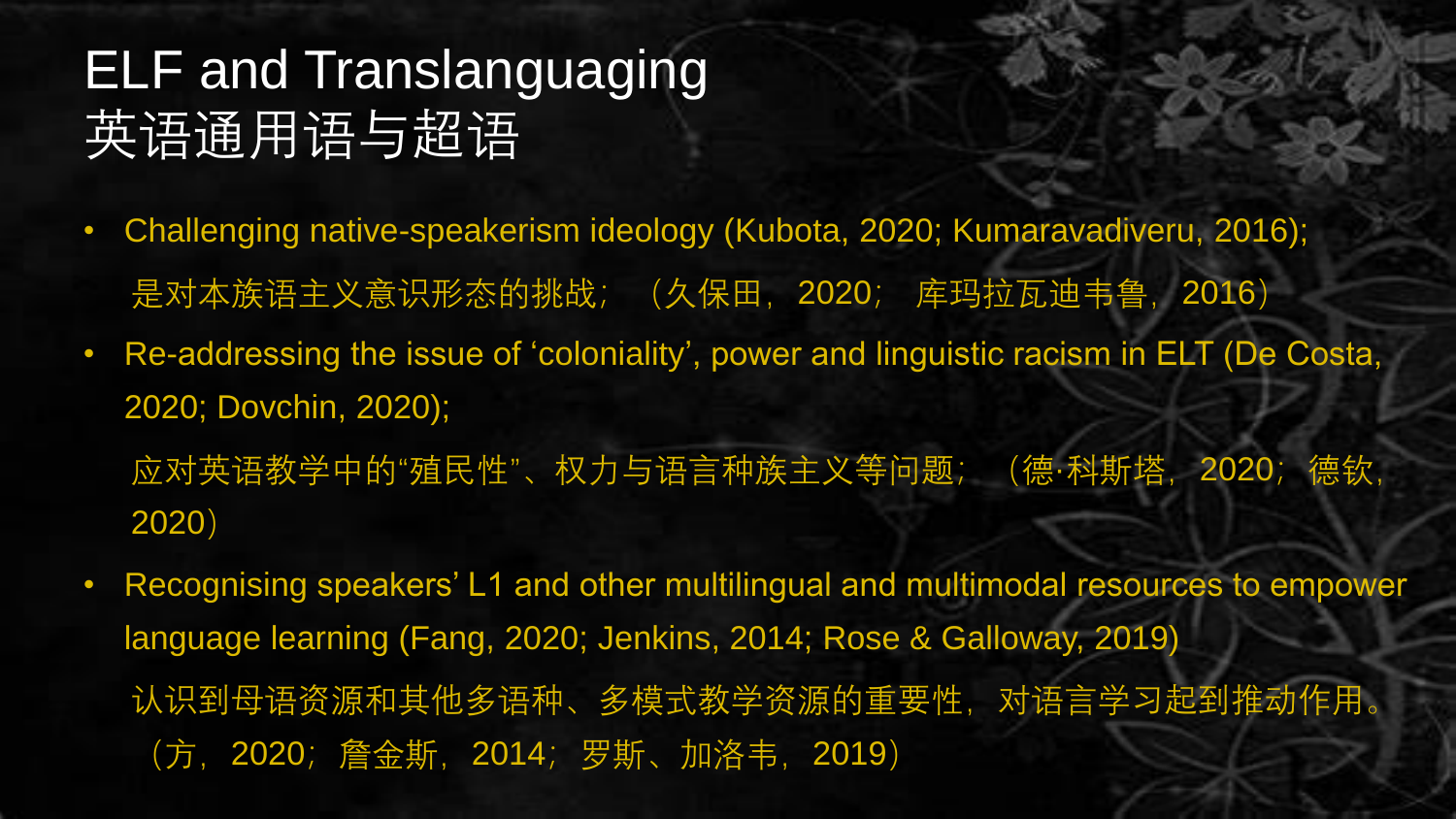# ELF and Translanguaging
# 英语通用语与超语

- Challenging native-speakerism ideology (Kubota, 2020; Kumaravadiveru, 2016);

  是对本族语主义意识形态的挑战；（久保田，2020；库玛拉瓦迪韦鲁，2016）

- Re-addressing the issue of ‘coloniality’, power and linguistic racism in ELT (De Costa, 2020; Dovchin, 2020);

  应对英语教学中的“殖民性”、权力与语言种族主义等问题；（德·科斯塔，2020；德钦，2020）

- Recognising speakers’ L1 and other multilingual and multimodal resources to empower language learning (Fang, 2020; Jenkins, 2014; Rose & Galloway, 2019)

  认识到母语资源和其他多语种、多模式教学资源的重要性，对语言学习起到推动作用。（方，2020；詹金斯，2014；罗斯、加洛韦，2019）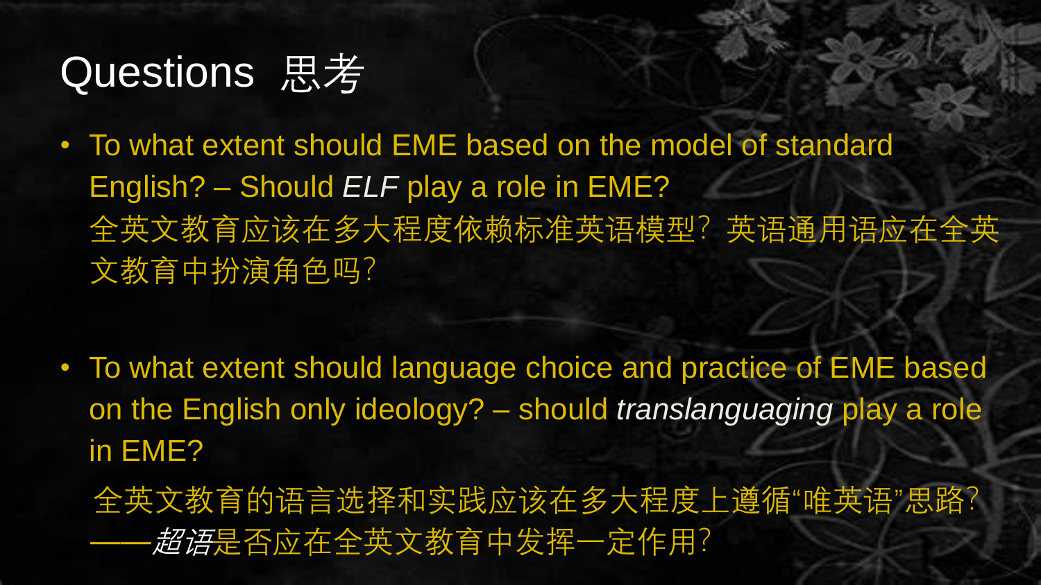# Questions 思考

- To what extent should EME based on the model of standard English? – Should *ELF* play a role in EME?
  全英文教育应该在多大程度依赖标准英语模型？英语通用语应在全英文教育中扮演角色吗？

- To what extent should language choice and practice of EME based on the English only ideology? – should *translanguaging* play a role in EME?
  全英文教育的语言选择和实践应该在多大程度上遵循“唯英语”思路？——*超语*是否应在全英文教育中发挥一定作用？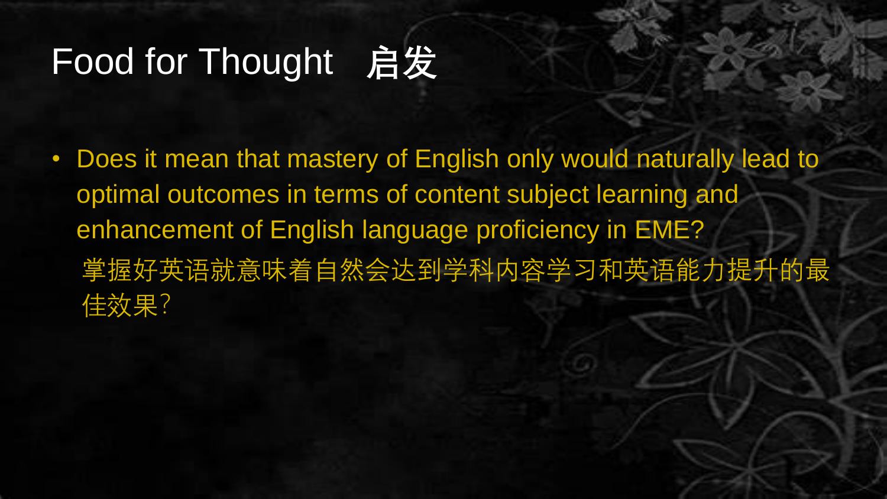# Food for Thought 启发

- Does it mean that mastery of English only would naturally lead to optimal outcomes in terms of content subject learning and enhancement of English language proficiency in EME?

  掌握好英语就意味着自然会达到学科内容学习和英语能力提升的最佳效果?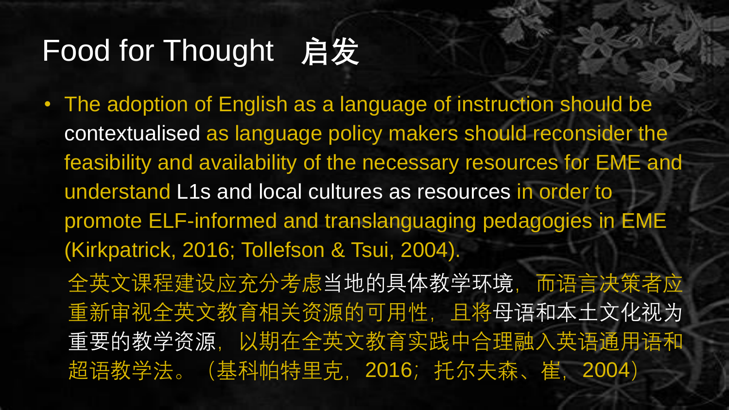# Food for Thought 启发

- The adoption of English as a language of instruction should be contextualised as language policy makers should reconsider the feasibility and availability of the necessary resources for EME and understand L1s and local cultures as resources in order to promote ELF-informed and translanguaging pedagogies in EME (Kirkpatrick, 2016; Tollefson & Tsui, 2004).

  全英文课程建设应充分考虑当地的具体教学环境，而语言决策者应重新审视全英文教育相关资源的可用性，且将母语和本土文化视为重要的教学资源，以期在全英文教育实践中合理融入英语通用语和超语教学法。（基科帕特里克，2016；托尔夫森、崔，2004）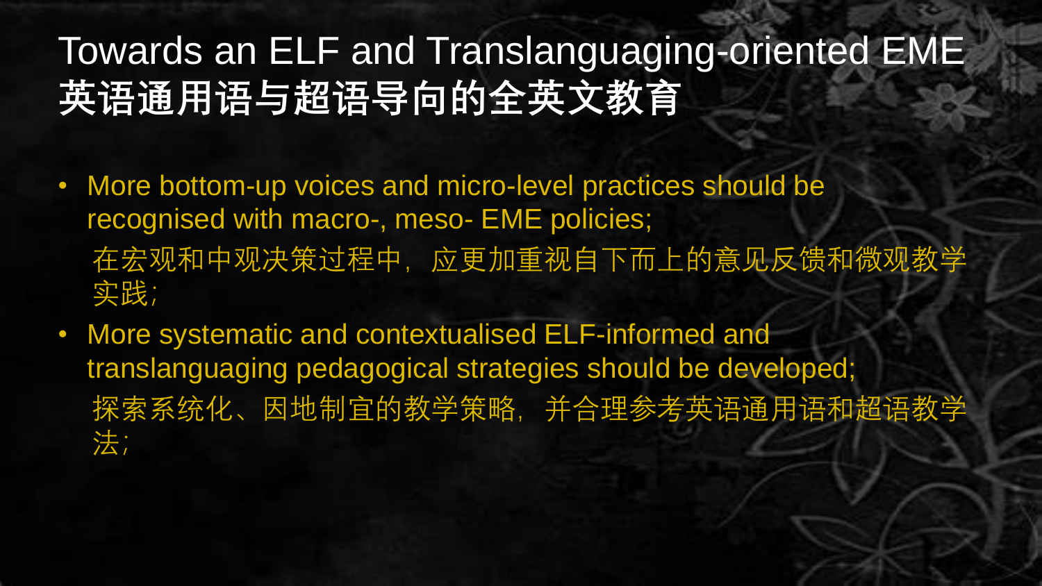# Towards an ELF and Translanguaging-oriented EME
# 英语通用语与超语导向的全英文教育

- More bottom-up voices and micro-level practices should be recognised with macro-, meso- EME policies;

  在宏观和中观决策过程中，应更加重视自下而上的意见反馈和微观教学实践；

- More systematic and contextualised ELF-informed and translanguaging pedagogical strategies should be developed;

  探索系统化、因地制宜的教学策略，并合理参考英语通用语和超语教学法；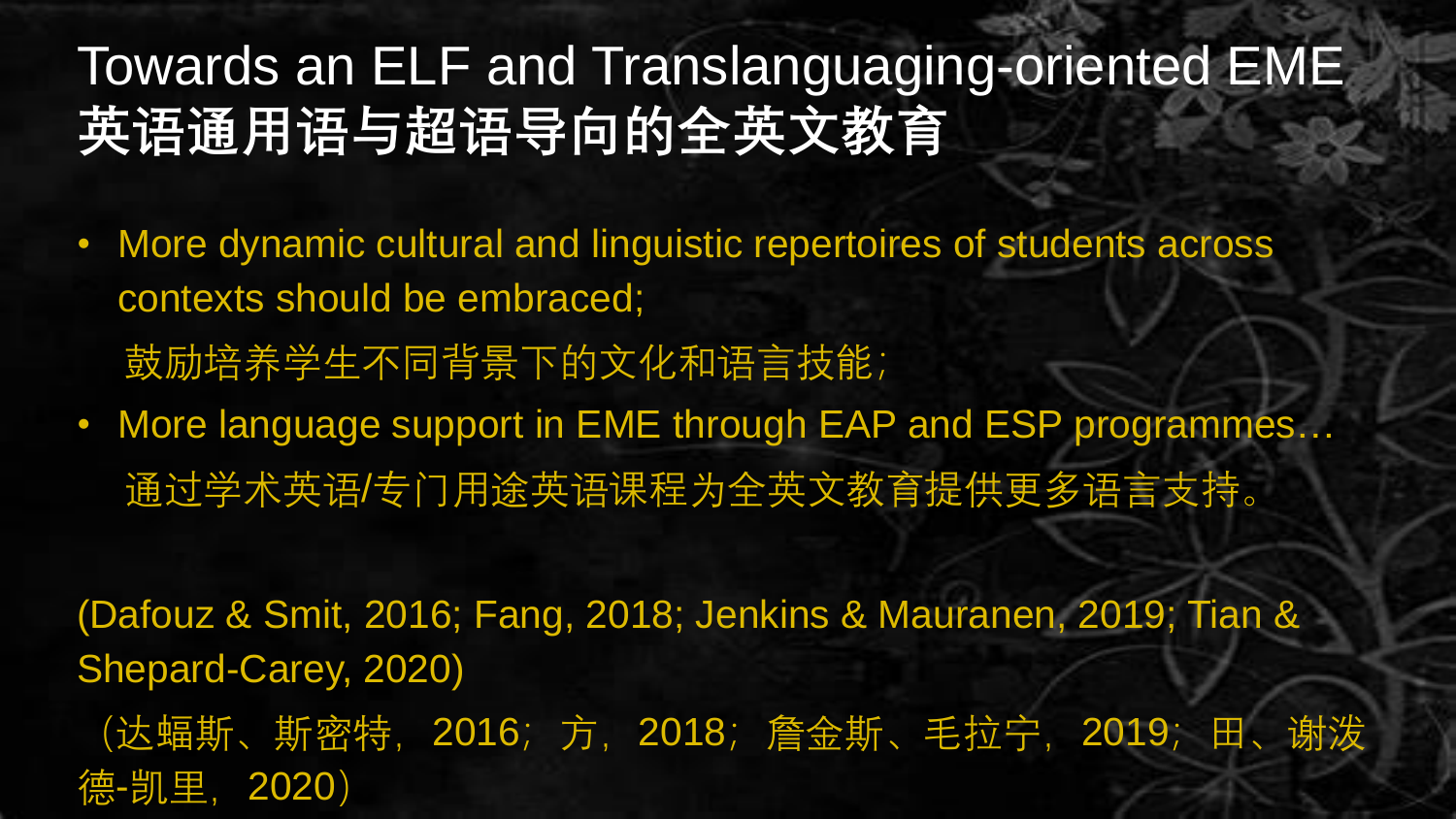# Towards an ELF and Translanguaging-oriented EME
# 英语通用语与超语导向的全英文教育

- More dynamic cultural and linguistic repertoires of students across contexts should be embraced;
  鼓励培养学生不同背景下的文化和语言技能；
- More language support in EME through EAP and ESP programmes…
  通过学术英语/专门用途英语课程为全英文教育提供更多语言支持。

(Dafouz & Smit, 2016; Fang, 2018; Jenkins & Mauranen, 2019; Tian & Shepard-Carey, 2020)

（达蝠斯、斯密特，2016；方，2018；詹金斯、毛拉宁，2019；田、谢泼德-凯里，2020）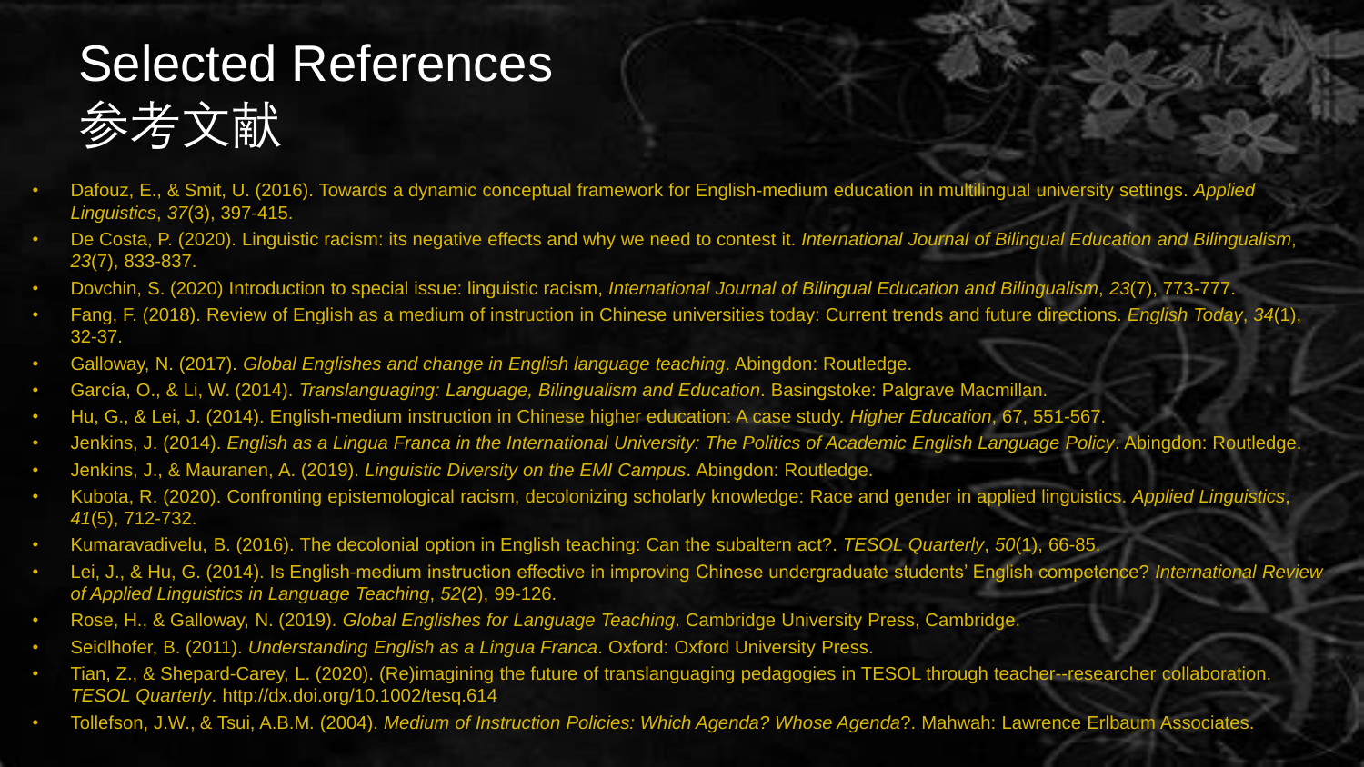# Selected References
# 参考文献

- Dafouz, E., & Smit, U. (2016). Towards a dynamic conceptual framework for English-medium education in multilingual university settings. *Applied Linguistics*, *37*(3), 397-415.
- De Costa, P. (2020). Linguistic racism: its negative effects and why we need to contest it. *International Journal of Bilingual Education and Bilingualism*, *23*(7), 833-837.
- Dovchin, S. (2020) Introduction to special issue: linguistic racism, *International Journal of Bilingual Education and Bilingualism*, *23*(7), 773-777.
- Fang, F. (2018). Review of English as a medium of instruction in Chinese universities today: Current trends and future directions. *English Today*, *34*(1), 32-37.
- Galloway, N. (2017). *Global Englishes and change in English language teaching*. Abingdon: Routledge.
- García, O., & Li, W. (2014). *Translanguaging: Language, Bilingualism and Education*. Basingstoke: Palgrave Macmillan.
- Hu, G., & Lei, J. (2014). English-medium instruction in Chinese higher education: A case study. *Higher Education*, 67, 551-567.
- Jenkins, J. (2014). *English as a Lingua Franca in the International University: The Politics of Academic English Language Policy*. Abingdon: Routledge.
- Jenkins, J., & Mauranen, A. (2019). *Linguistic Diversity on the EMI Campus*. Abingdon: Routledge.
- Kubota, R. (2020). Confronting epistemological racism, decolonizing scholarly knowledge: Race and gender in applied linguistics. *Applied Linguistics*, *41*(5), 712-732.
- Kumaravadivelu, B. (2016). The decolonial option in English teaching: Can the subaltern act?. *TESOL Quarterly*, *50*(1), 66-85.
- Lei, J., & Hu, G. (2014). Is English-medium instruction effective in improving Chinese undergraduate students' English competence? *International Review of Applied Linguistics in Language Teaching*, *52*(2), 99-126.
- Rose, H., & Galloway, N. (2019). *Global Englishes for Language Teaching*. Cambridge University Press, Cambridge.
- Seidlhofer, B. (2011). *Understanding English as a Lingua Franca*. Oxford: Oxford University Press.
- Tian, Z., & Shepard-Carey, L. (2020). (Re)imagining the future of translanguaging pedagogies in TESOL through teacher--researcher collaboration. *TESOL Quarterly*. http://dx.doi.org/10.1002/tesq.614
- Tollefson, J.W., & Tsui, A.B.M. (2004). *Medium of Instruction Policies: Which Agenda? Whose Agenda*?. Mahwah: Lawrence Erlbaum Associates.